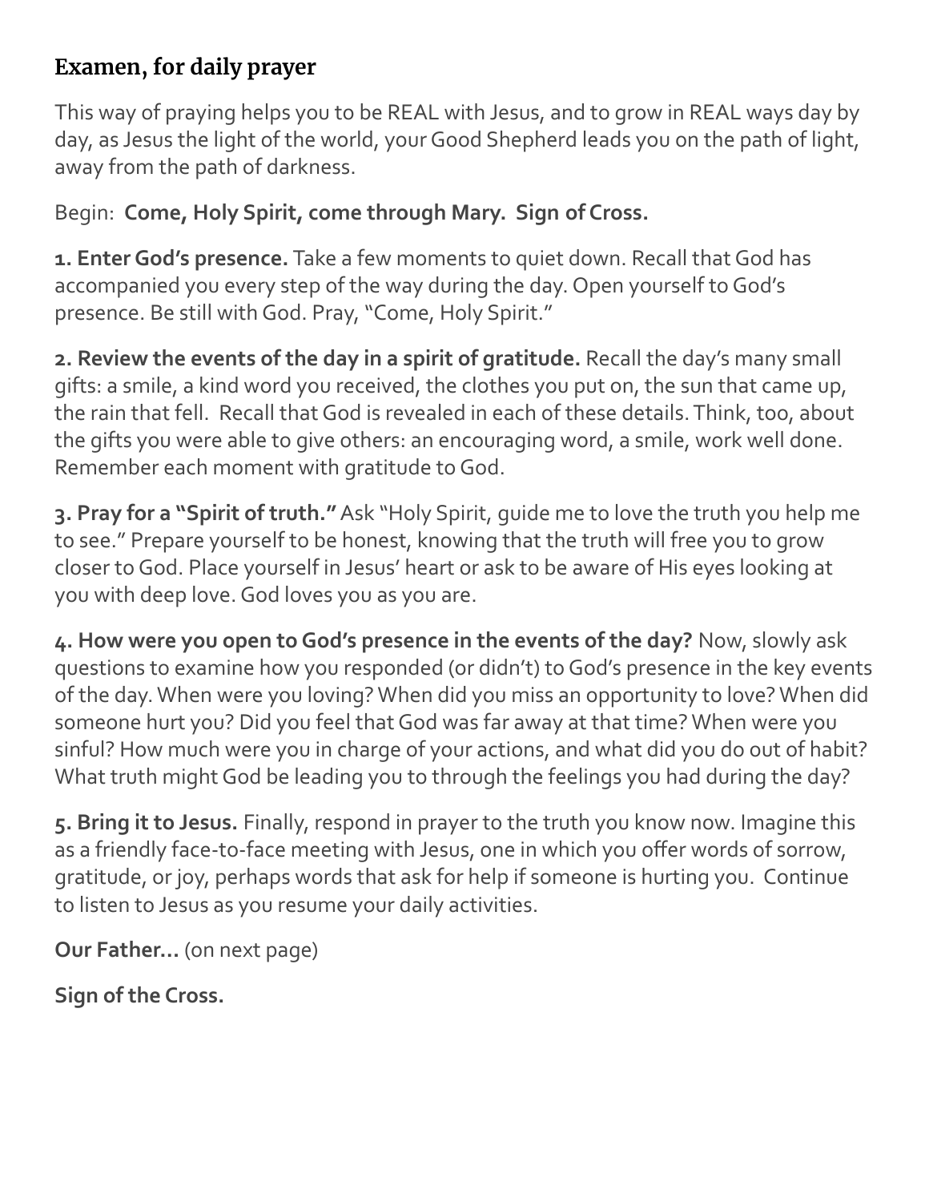## Examen, for daily prayer

This way of praying helps you to be REAL with Jesus, and to grow in REAL ways day by day, as Jesus the light of the world, your Good Shepherd leads you on the path of light, away from the path of darkness.

Begin: **Come, Holy Spirit, come through Mary. Sign of Cross.**

**1. Enter God's presence.** Take a few moments to quiet down. Recall that God has accompanied you every step of the way during the day. Open yourself to God's presence. Be still with God. Pray, "Come, Holy Spirit."

**2. Review the events of the day in a spirit of gratitude.** Recall the day's many small gifts: a smile, a kind word you received, the clothes you put on, the sun that came up, the rain that fell. Recall that God is revealed in each of these details. Think, too, about the gifts you were able to give others: an encouraging word, a smile, work well done. Remember each moment with gratitude to God.

**3. Pray for a "Spirit of truth."** Ask "Holy Spirit, guide me to love the truth you help me to see." Prepare yourself to be honest, knowing that the truth will free you to grow closer to God. Place yourself in Jesus' heart or ask to be aware of His eyes looking at you with deep love. God loves you as you are.

**4. How were you open to God's presence in the events of the day?** Now, slowly ask questions to examine how you responded (or didn't) to God's presence in the key events of the day. When were you loving? When did you miss an opportunity to love? When did someone hurt you? Did you feel that God was far away at that time? When were you sinful? How much were you in charge of your actions, and what did you do out of habit? What truth might God be leading you to through the feelings you had during the day?

**5. Bring it to Jesus.** Finally, respond in prayer to the truth you know now. Imagine this as a friendly face-to-face meeting with Jesus, one in which you offer words of sorrow, gratitude, or joy, perhaps words that ask for help if someone is hurting you. Continue to listen to Jesus as you resume your daily activities.

**Our Father…** (on next page)

**Sign of the Cross.**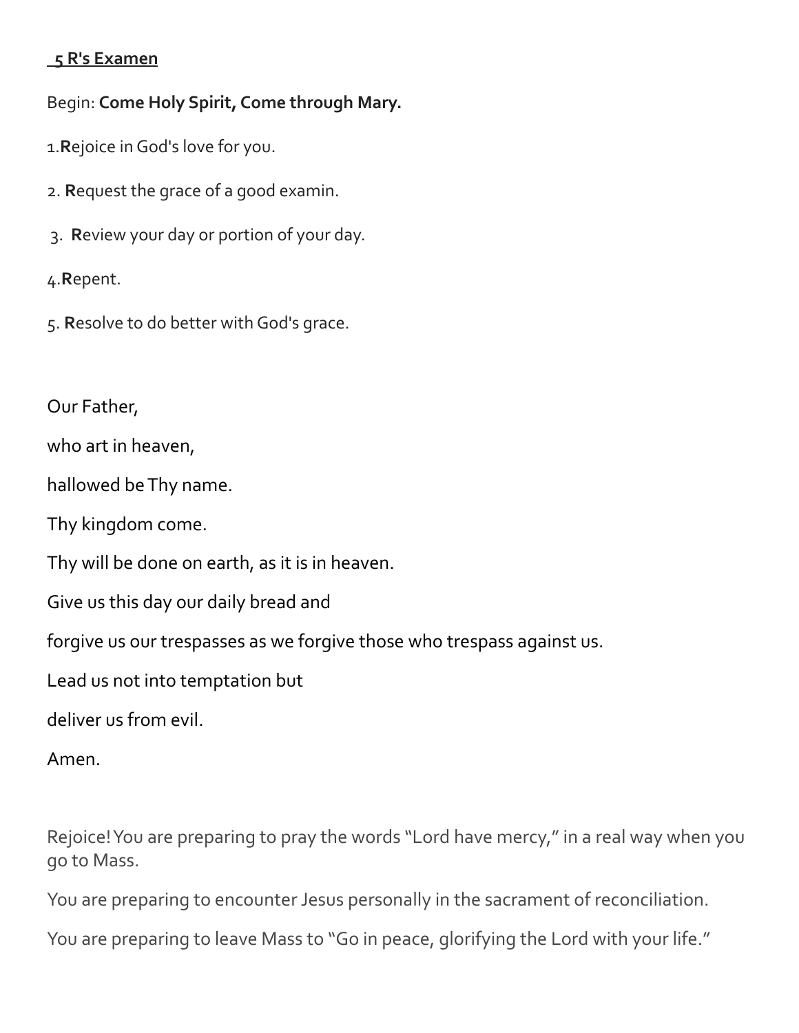**5 R's Examen**

Begin: **Come Holy Spirit, Come through Mary.**

1. **R**ejoice in God's love for you.

2. **R**equest the grace of a good examin.

3. **R**eview your day or portion of your day.

4. **R**epent.

5. **R**esolve to do better with God's grace.

Our Father,

who art in heaven,

hallowed be Thy name.

Thy kingdom come.

Thy will be done on earth, as it is in heaven.

Give us this day our daily bread and

forgive us our trespasses as we forgive those who trespass against us.

Lead us not into temptation but

deliver us from evil.

Amen.

Rejoice! You are preparing to pray the words "Lord have mercy," in a real way when you go to Mass.

You are preparing to encounter Jesus personally in the sacrament of reconciliation.

You are preparing to leave Mass to "Go in peace, glorifying the Lord with your life."